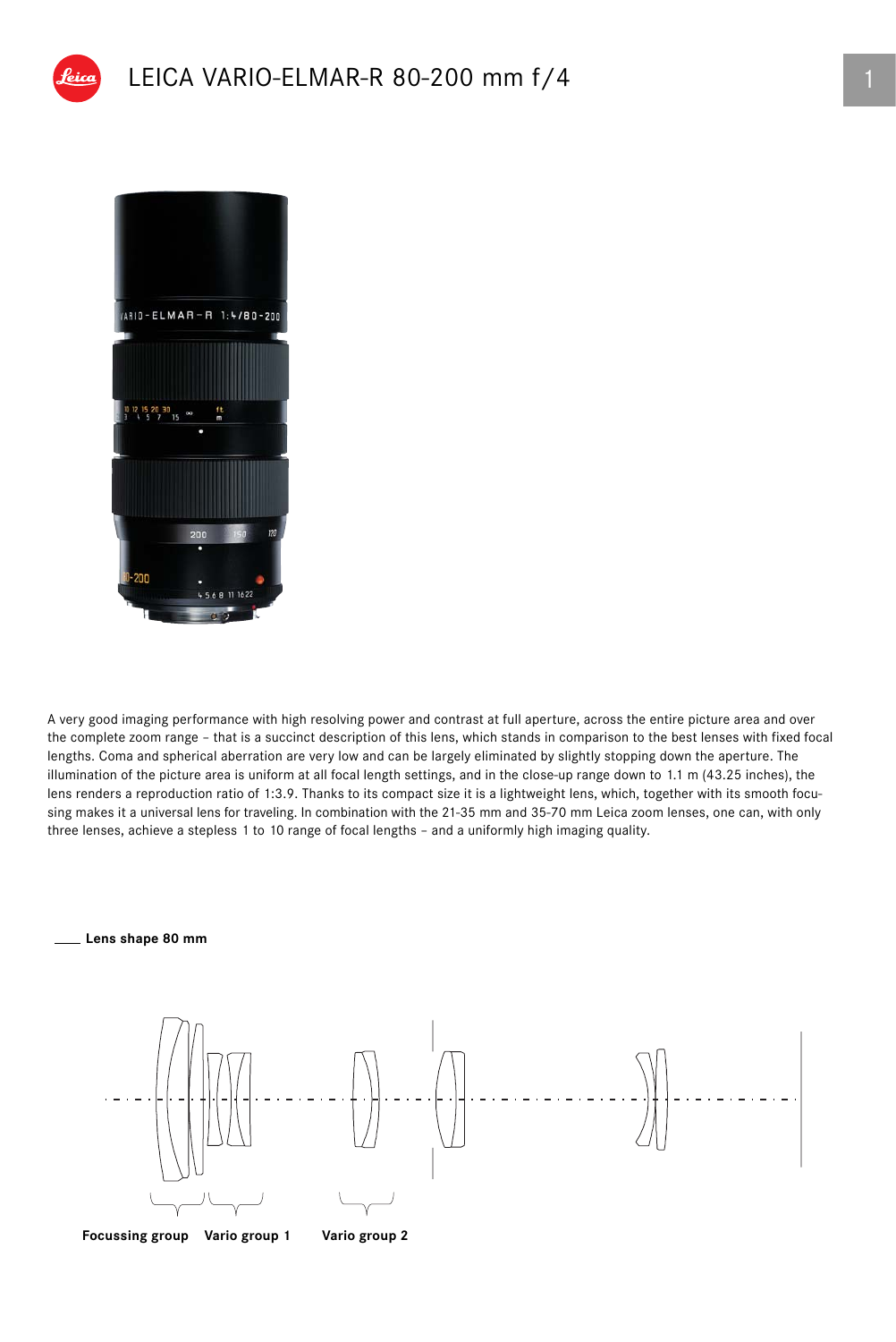# LEICA VARIO-ELMAR-R 80-200 mm f/4

A very good imaging performance with high resolving power and contrast at full aperture, across the entire picture area and over the complete zoom range – that is a succinct description of this lens, which stands in comparison to the best lenses with fixed focal lengths. Coma and spherical aberration are very low and can be largely eliminated by slightly stopping down the aperture. The illumination of the picture area is uniform at all focal length settings, and in the close-up range down to 1.1 m (43.25 inches), the lens renders a reproduction ratio of 1:3.9. Thanks to its compact size it is a lightweight lens, which, together with its smooth focusing makes it a universal lens for traveling. In combination with the 21-35 mm and 35-70 mm Leica zoom lenses, one can, with only three lenses, achieve a stepless 1 to 10 range of focal lengths – and a uniformly high imaging quality.

**Lens shape 80 mm**

Focussing group    Vario group 1    Vario group 2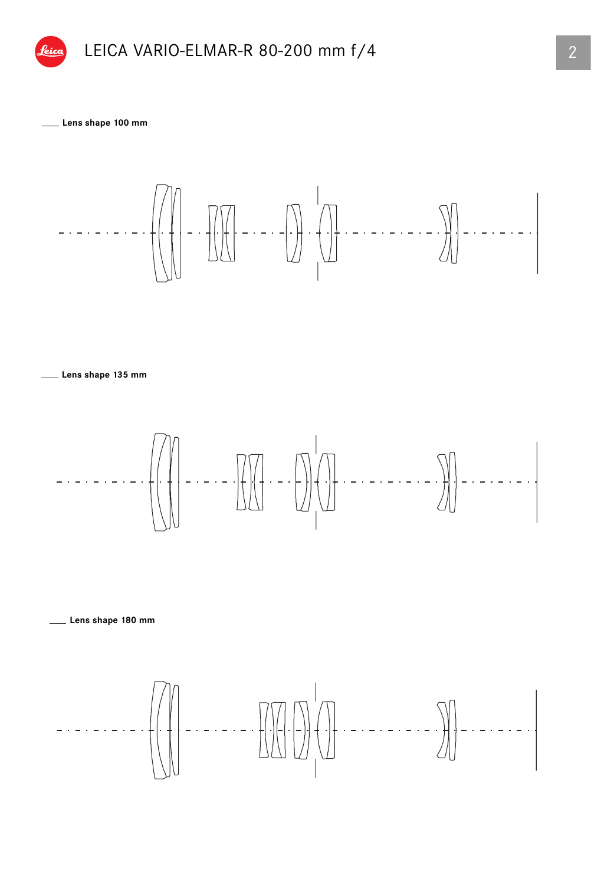Lens shape 100 mm

Lens shape 135 mm

Lens shape 180 mm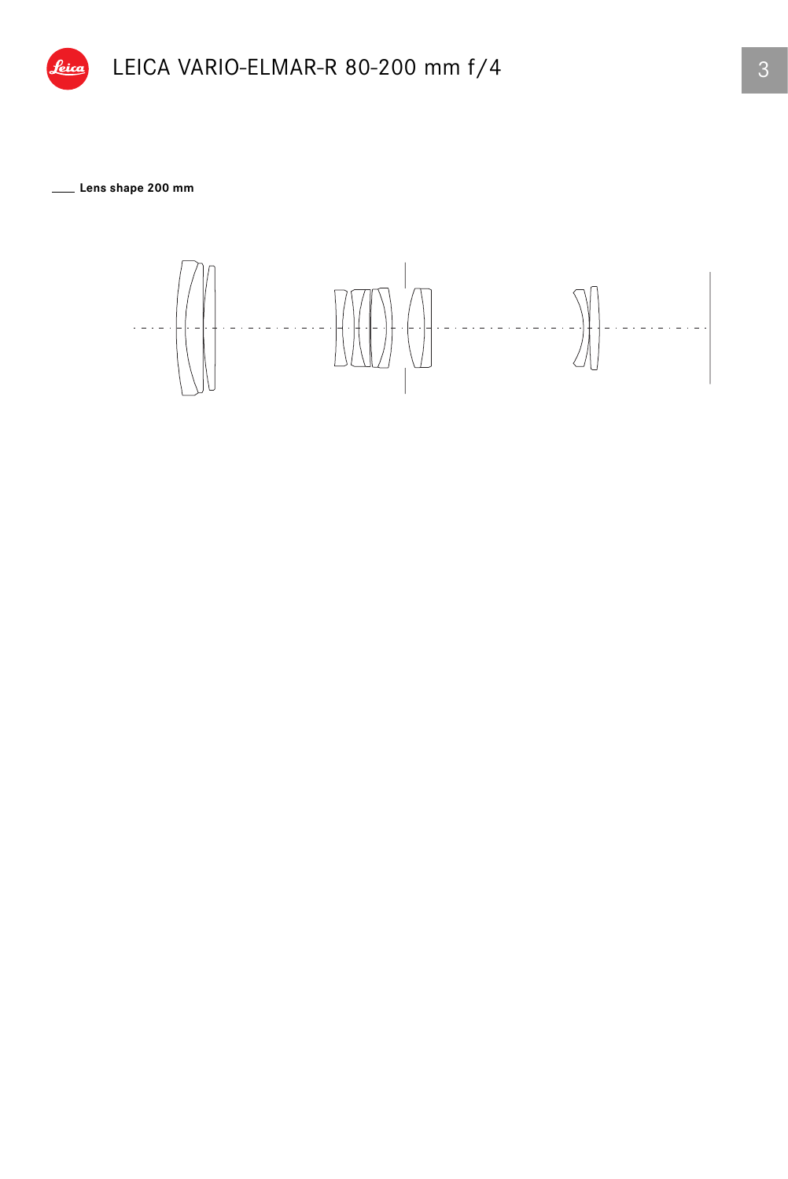Lens shape 200 mm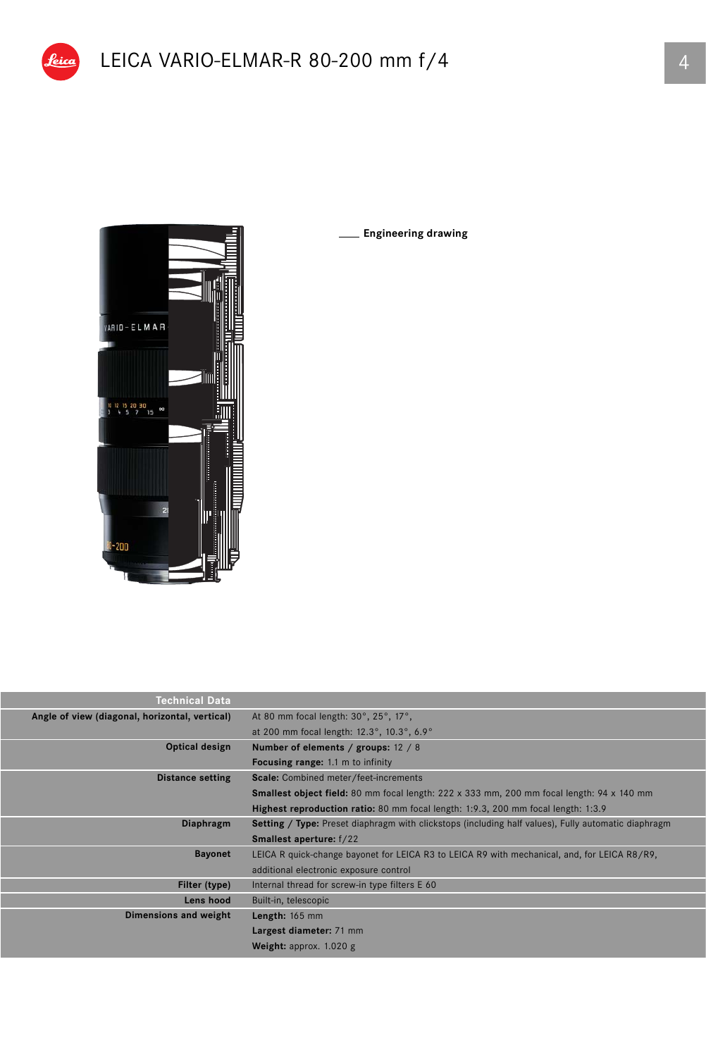# LEICA VARIO-ELMAR-R 80-200 mm f/4

Engineering drawing

| Technical Data | |
|---|---|
| Angle of view (diagonal, horizontal, vertical) | At 80 mm focal length: 30°, 25°, 17°, at 200 mm focal length: 12.3°, 10.3°, 6.9° |
| Optical design | **Number of elements / groups:** 12 / 8 |
| | **Focusing range:** 1.1 m to infinity |
| Distance setting | **Scale:** Combined meter/feet-increments |
| | **Smallest object field:** 80 mm focal length: 222 x 333 mm, 200 mm focal length: 94 x 140 mm |
| | **Highest reproduction ratio:** 80 mm focal length: 1:9.3, 200 mm focal length: 1:3.9 |
| Diaphragm | **Setting / Type:** Preset diaphragm with clickstops (including half values), Fully automatic diaphragm |
| | **Smallest aperture:** f/22 |
| Bayonet | LEICA R quick-change bayonet for LEICA R3 to LEICA R9 with mechanical, and, for LEICA R8/R9, additional electronic exposure control |
| Filter (type) | Internal thread for screw-in type filters E 60 |
| Lens hood | Built-in, telescopic |
| Dimensions and weight | **Length:** 165 mm |
| | **Largest diameter:** 71 mm |
| | **Weight:** approx. 1.020 g |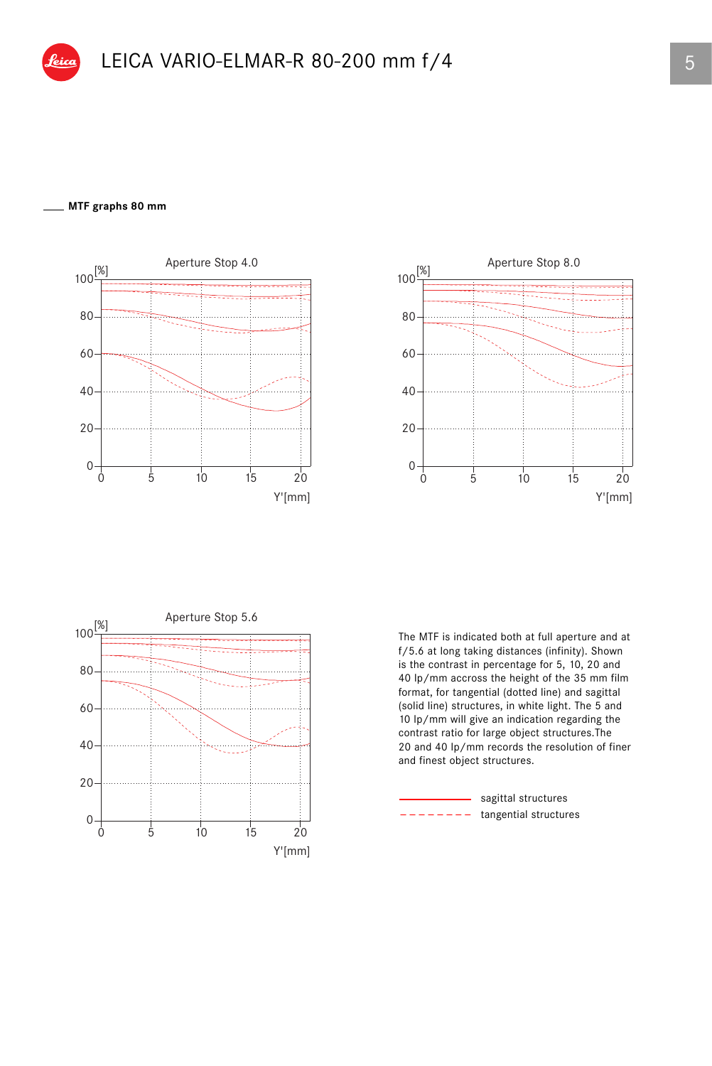# LEICA VARIO-ELMAR-R 80-200 mm f/4

## MTF graphs 80 mm

Aperture Stop 4.0

Aperture Stop 8.0

Aperture Stop 5.6

The MTF is indicated both at full aperture and at f/5.6 at long taking distances (infinity). Shown is the contrast in percentage for 5, 10, 20 and 40 lp/mm accross the height of the 35 mm film format, for tangential (dotted line) and sagittal (solid line) structures, in white light. The 5 and 10 lp/mm will give an indication regarding the contrast ratio for large object structures.The 20 and 40 lp/mm records the resolution of finer and finest object structures.

sagittal structures
tangential structures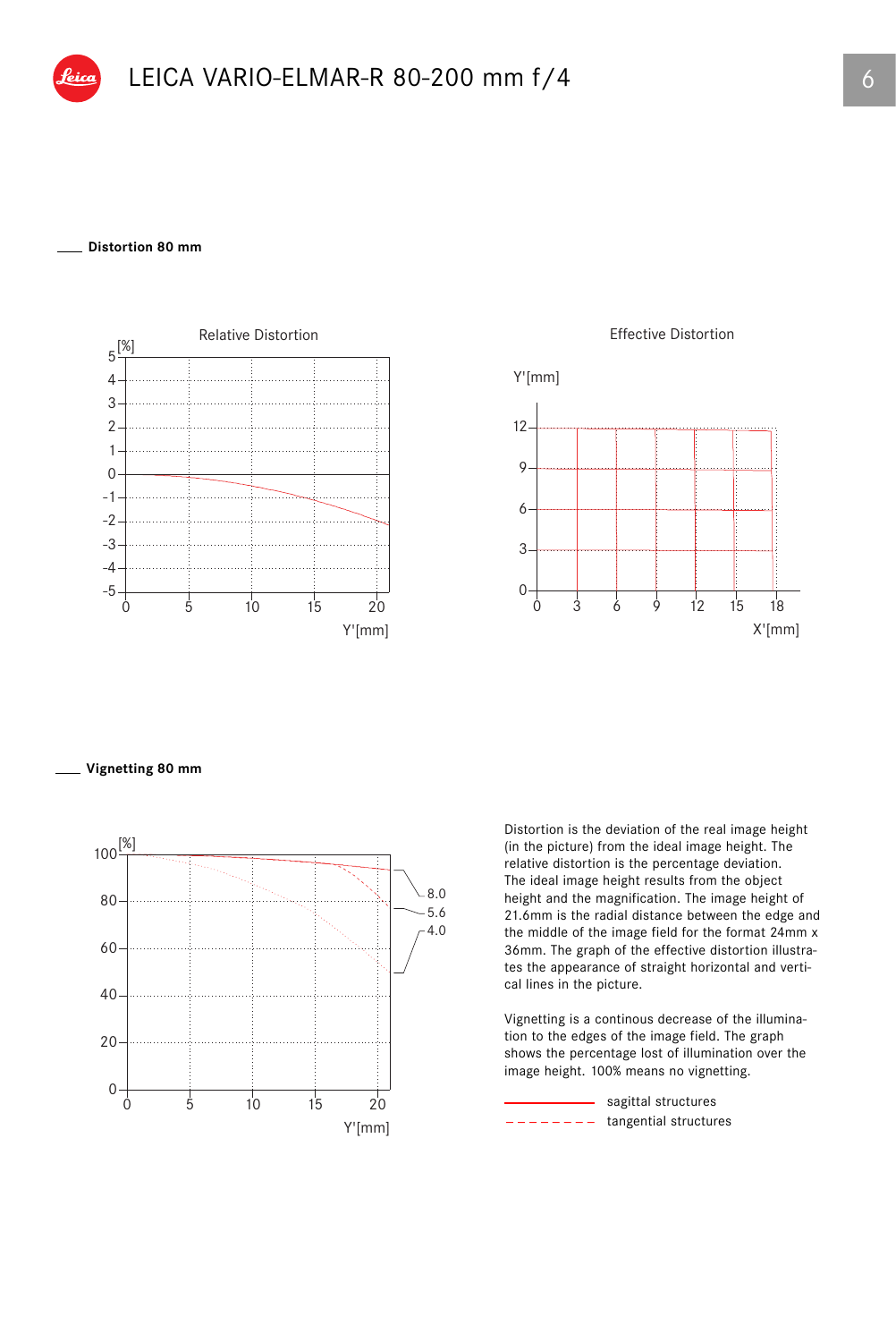# LEICA VARIO-ELMAR-R 80-200 mm f/4

## Distortion 80 mm

Relative Distortion

Effective Distortion

## Vignetting 80 mm

Distortion is the deviation of the real image height (in the picture) from the ideal image height. The relative distortion is the percentage deviation. The ideal image height results from the object height and the magnification. The image height of 21.6mm is the radial distance between the edge and the middle of the image field for the format 24mm x 36mm. The graph of the effective distortion illustrates the appearance of straight horizontal and vertical lines in the picture.

Vignetting is a continous decrease of the illumination to the edges of the image field. The graph shows the percentage lost of illumination over the image height. 100% means no vignetting.

sagittal structures

tangential structures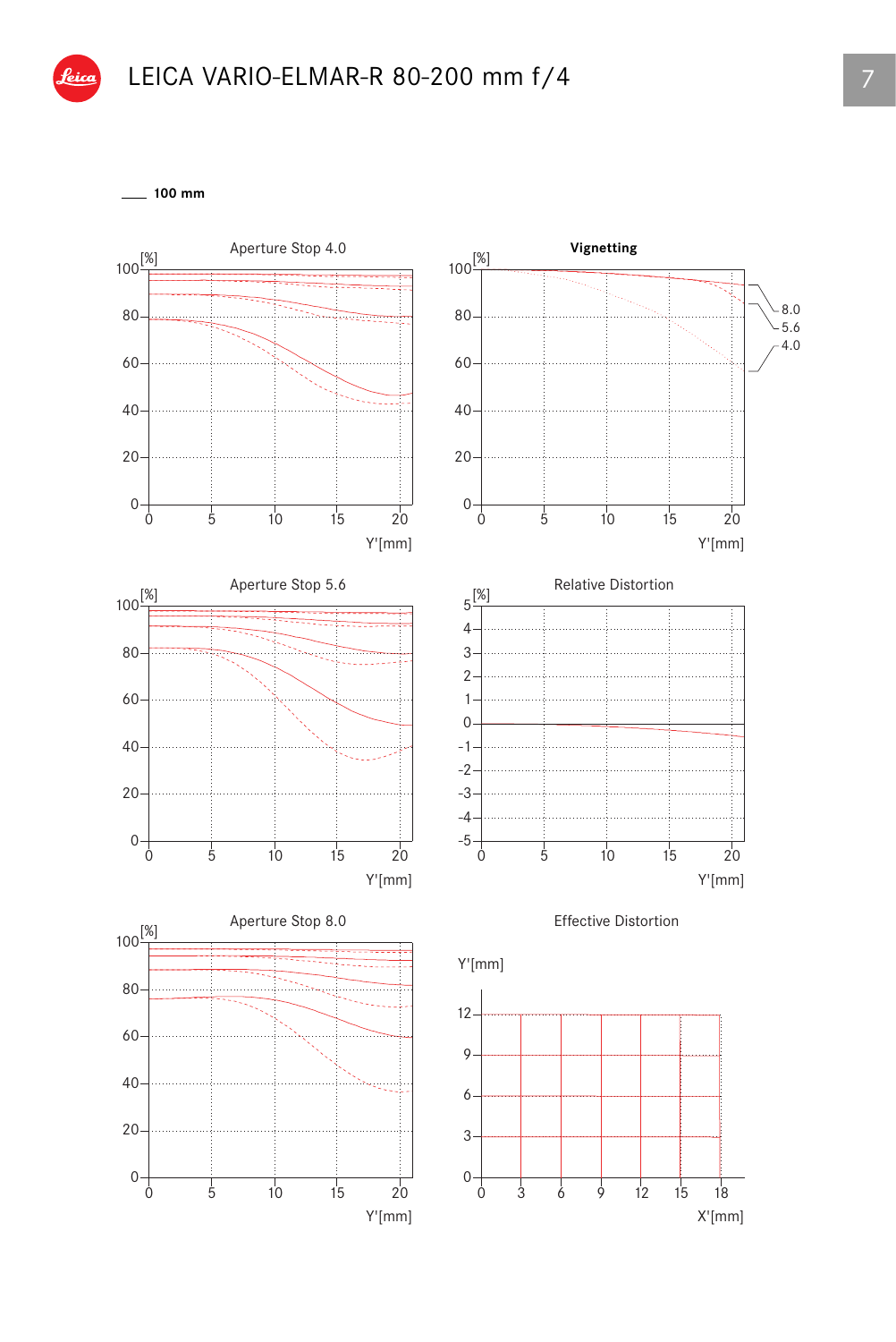# LEICA VARIO-ELMAR-R 80-200 mm f/4

100 mm

Aperture Stop 4.0

[%] 100 80 60 40 20 0

0 5 10 15 20 Y'[mm]

Vignetting

[%] 100 80 60 40 20 0

0 5 10 15 20 Y'[mm]

8.0
5.6
4.0

Aperture Stop 5.6

[%] 100 80 60 40 20 0

0 5 10 15 20 Y'[mm]

Relative Distortion

[%] 5 4 3 2 1 0 -1 -2 -3 -4 -5

0 5 10 15 20 Y'[mm]

Aperture Stop 8.0

[%] 100 80 60 40 20 0

0 5 10 15 20 Y'[mm]

Effective Distortion

Y'[mm] 12 9 6 3 0

0 3 6 9 12 15 18 X'[mm]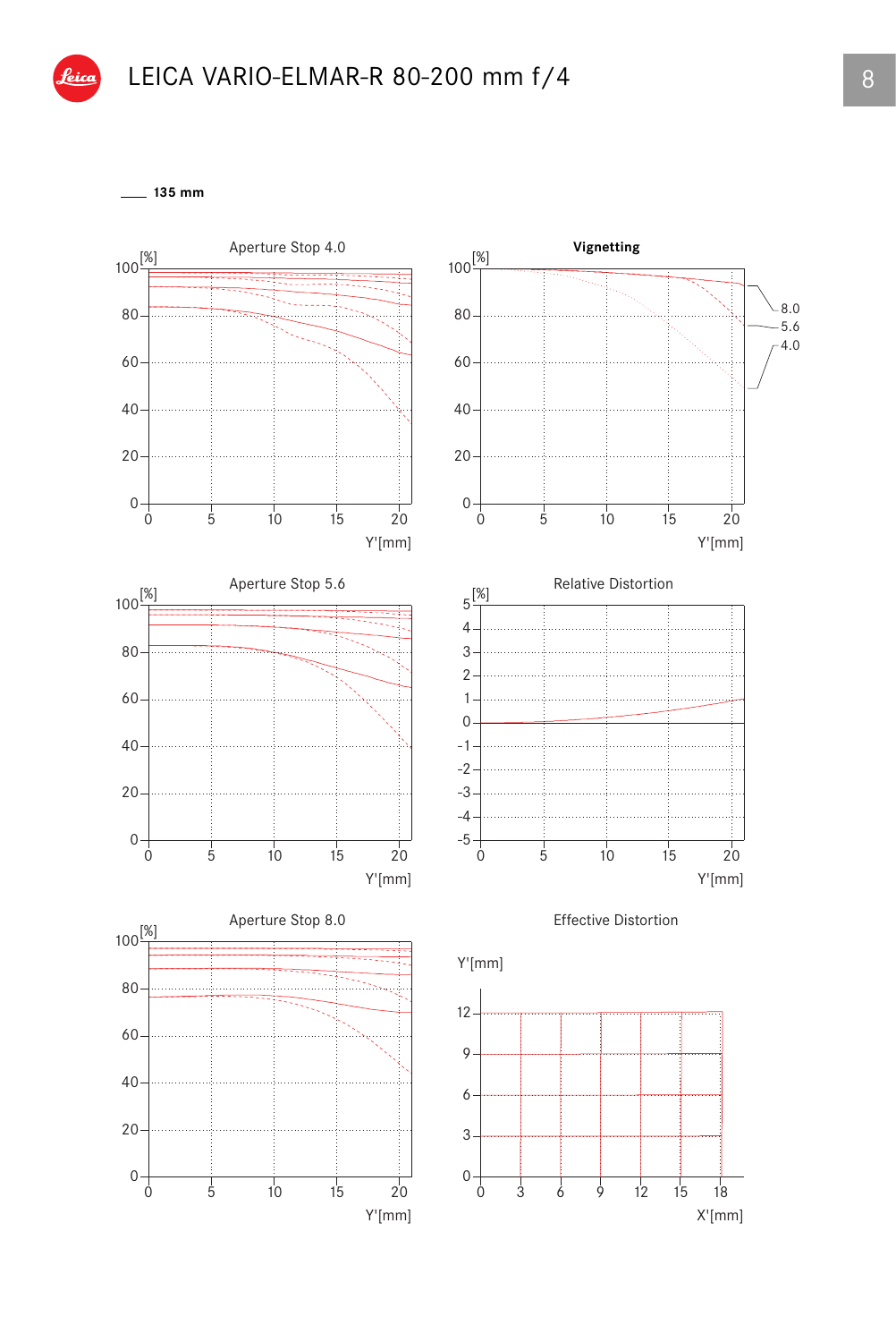# LEICA VARIO-ELMAR-R 80-200 mm f/4

**135 mm**

Aperture Stop 4.0

Vignetting

Aperture Stop 5.6

Relative Distortion

Aperture Stop 8.0

Effective Distortion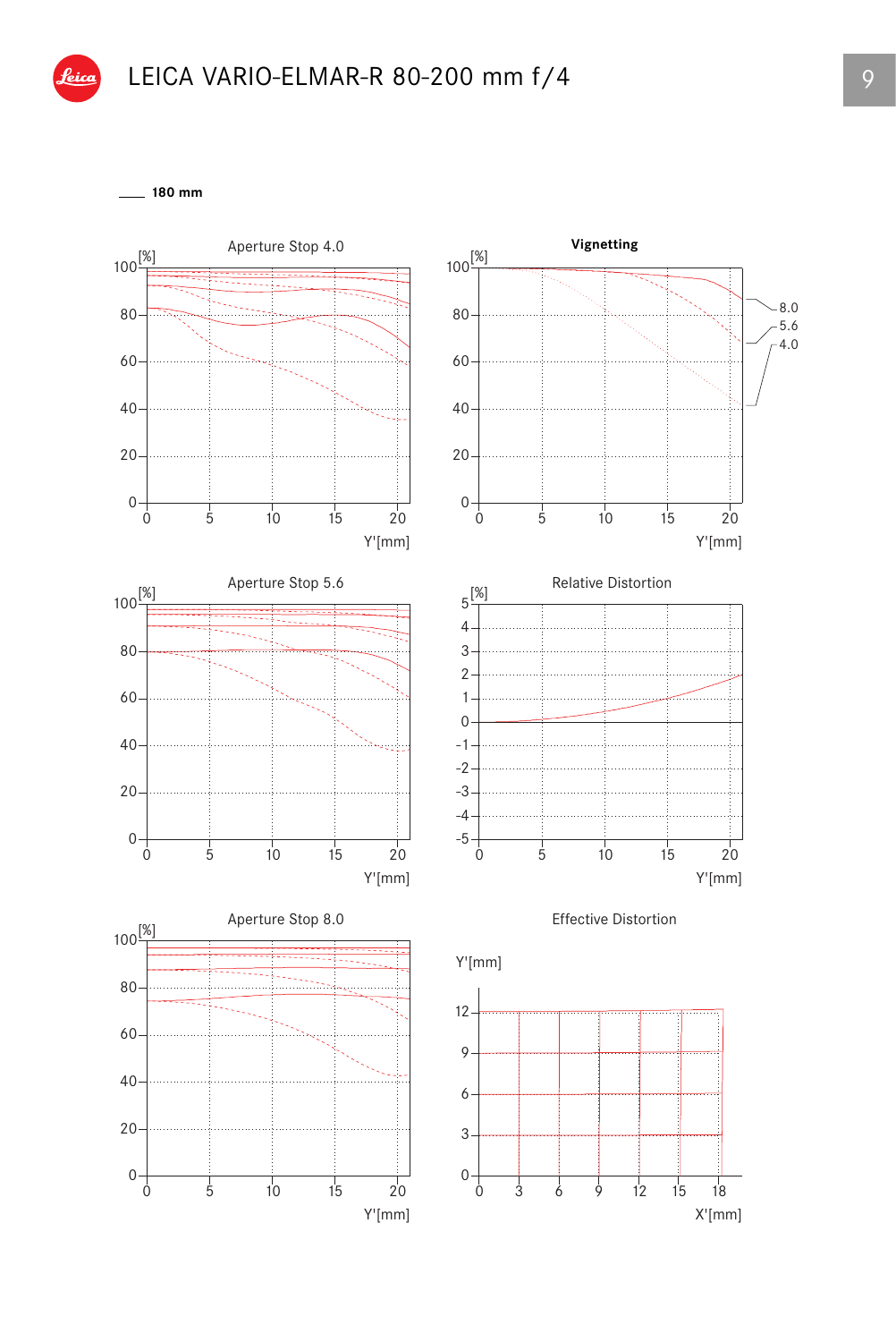# LEICA VARIO-ELMAR-R 80-200 mm f/4

**180 mm**

Aperture Stop 4.0

Vignetting

Aperture Stop 5.6

Relative Distortion

Aperture Stop 8.0

Effective Distortion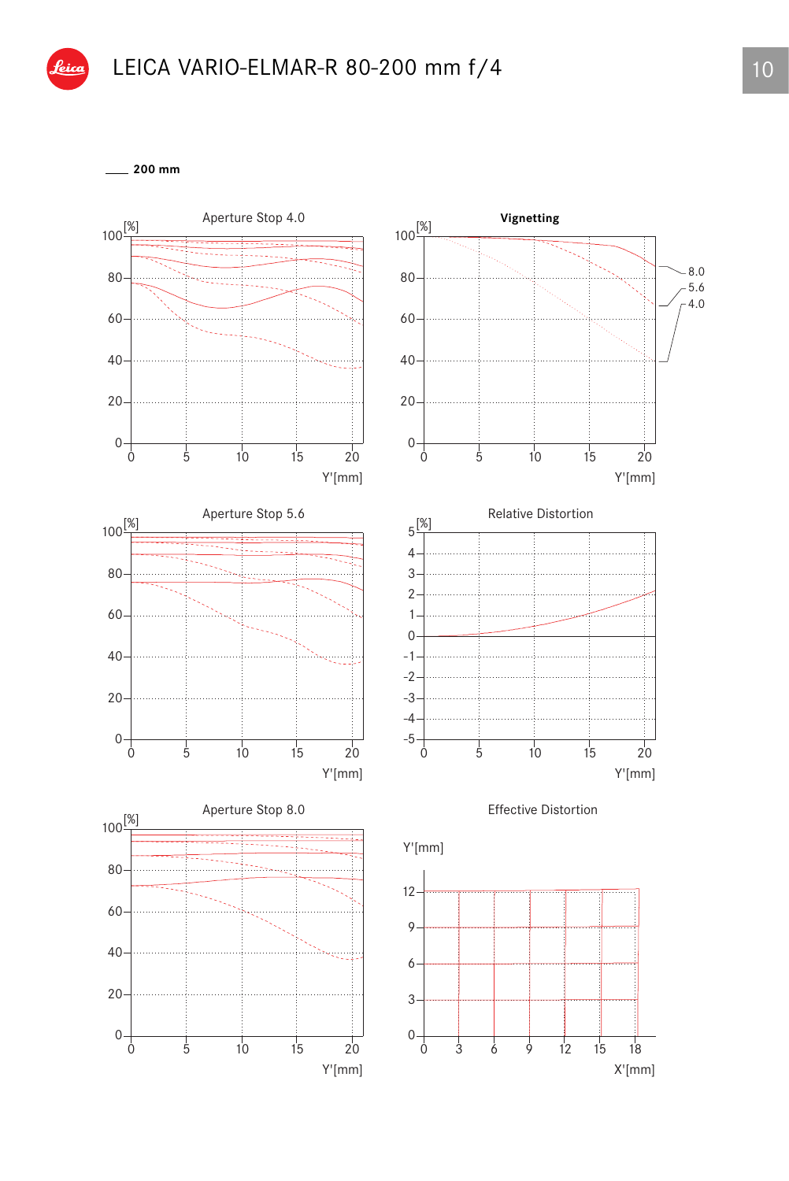# LEICA VARIO-ELMAR-R 80-200 mm f/4

200 mm

Aperture Stop 4.0

[%]
100
80
60
40
20
0
0 5 10 15 20
Y'[mm]

Vignetting

[%]
100
80
60
40
20
0
0 5 10 15 20
Y'[mm]

8.0
5.6
4.0

Aperture Stop 5.6

[%]
100
80
60
40
20
0
0 5 10 15 20
Y'[mm]

Relative Distortion

[%]
5
4
3
2
1
0
-1
-2
-3
-4
-5
0 5 10 15 20
Y'[mm]

Aperture Stop 8.0

[%]
100
80
60
40
20
0
0 5 10 15 20
Y'[mm]

Effective Distortion

Y'[mm]
12
9
6
3
0
0 3 6 9 12 15 18
X'[mm]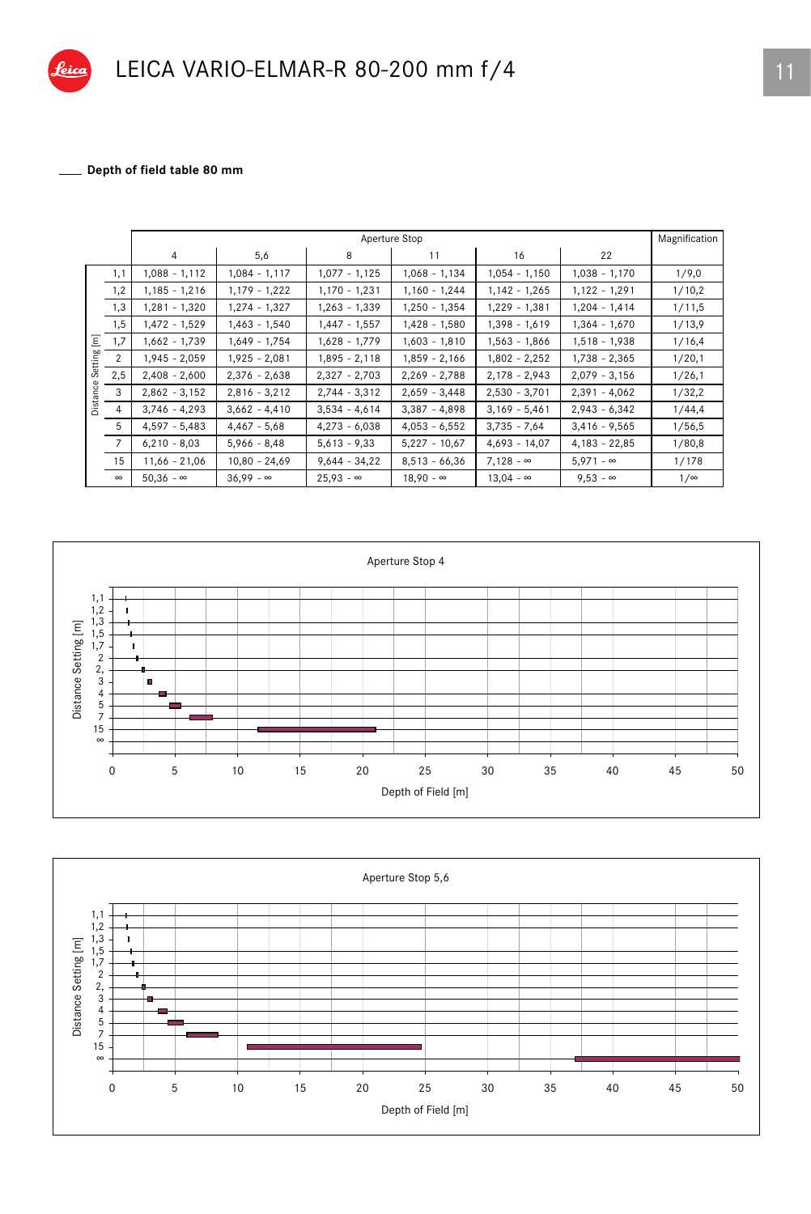# LEICA VARIO-ELMAR-R 80-200 mm f/4

## Depth of field table 80 mm

| Distance Setting [m] | Aperture Stop 4 | 5,6 | 8 | 11 | 16 | 22 | Magnification |
|---|---|---|---|---|---|---|---|
| 1,1 | 1,088 - 1,112 | 1,084 - 1,117 | 1,077 - 1,125 | 1,068 - 1,134 | 1,054 - 1,150 | 1,038 - 1,170 | 1/9,0 |
| 1,2 | 1,185 - 1,216 | 1,179 - 1,222 | 1,170 - 1,231 | 1,160 - 1,244 | 1,142 - 1,265 | 1,122 - 1,291 | 1/10,2 |
| 1,3 | 1,281 - 1,320 | 1,274 - 1,327 | 1,263 - 1,339 | 1,250 - 1,354 | 1,229 - 1,381 | 1,204 - 1,414 | 1/11,5 |
| 1,5 | 1,472 - 1,529 | 1,463 - 1,540 | 1,447 - 1,557 | 1,428 - 1,580 | 1,398 - 1,619 | 1,364 - 1,670 | 1/13,9 |
| 1,7 | 1,662 - 1,739 | 1,649 - 1,754 | 1,628 - 1,779 | 1,603 - 1,810 | 1,563 - 1,866 | 1,518 - 1,938 | 1/16,4 |
| 2 | 1,945 - 2,059 | 1,925 - 2,081 | 1,895 - 2,118 | 1,859 - 2,166 | 1,802 - 2,252 | 1,738 - 2,365 | 1/20,1 |
| 2,5 | 2,408 - 2,600 | 2,376 - 2,638 | 2,327 - 2,703 | 2,269 - 2,788 | 2,178 - 2,943 | 2,079 - 3,156 | 1/26,1 |
| 3 | 2,862 - 3,152 | 2,816 - 3,212 | 2,744 - 3,312 | 2,659 - 3,448 | 2,530 - 3,701 | 2,391 - 4,062 | 1/32,2 |
| 4 | 3,746 - 4,293 | 3,662 - 4,410 | 3,534 - 4,614 | 3,387 - 4,898 | 3,169 - 5,461 | 2,943 - 6,342 | 1/44,4 |
| 5 | 4,597 - 5,483 | 4,467 - 5,68 | 4,273 - 6,038 | 4,053 - 6,552 | 3,735 - 7,64 | 3,416 - 9,565 | 1/56,5 |
| 7 | 6,210 - 8,03 | 5,966 - 8,48 | 5,613 - 9,33 | 5,227 - 10,67 | 4,693 - 14,07 | 4,183 - 22,85 | 1/80,8 |
| 15 | 11,66 - 21,06 | 10,80 - 24,69 | 9,644 - 34,22 | 8,513 - 66,36 | 7,128 - ∞ | 5,971 - ∞ | 1/178 |
| ∞ | 50,36 - ∞ | 36,99 - ∞ | 25,93 - ∞ | 18,90 - ∞ | 13,04 - ∞ | 9,53 - ∞ | 1/∞ |

Aperture Stop 4

Distance Setting [m] / Depth of Field [m]

Aperture Stop 5,6

Distance Setting [m] / Depth of Field [m]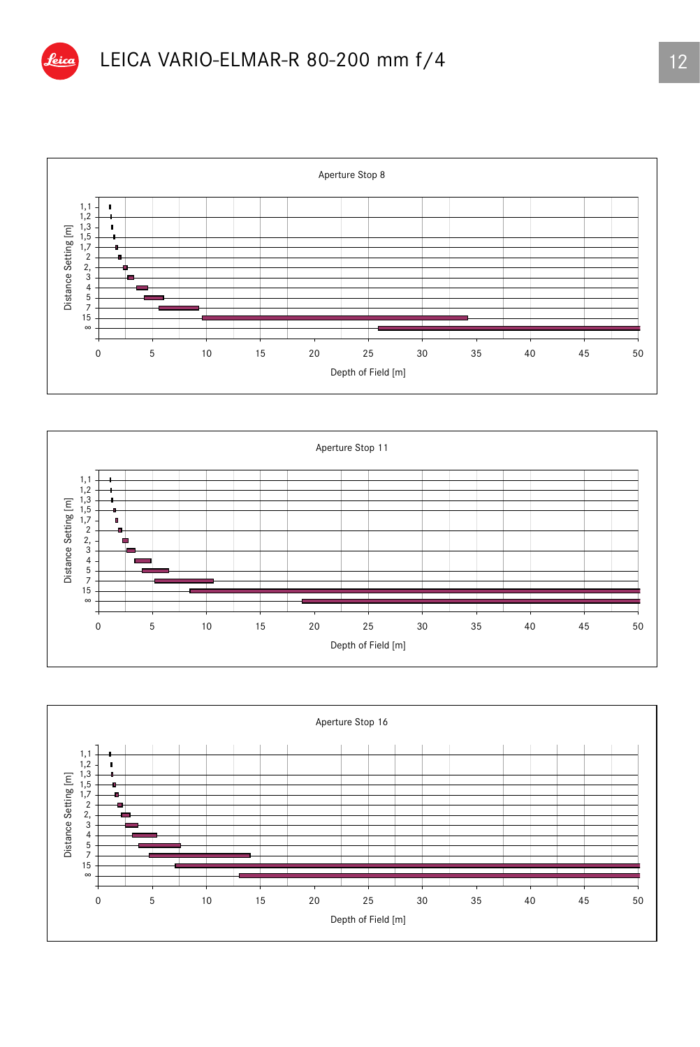# LEICA VARIO-ELMAR-R 80-200 mm f/4

Aperture Stop 8

Distance Setting [m]: 1,1 · 1,2 · 1,3 · 1,5 · 1,7 · 2 · 2, · 3 · 4 · 5 · 7 · 15 · ∞

Depth of Field [m]: 0 · 5 · 10 · 15 · 20 · 25 · 30 · 35 · 40 · 45 · 50

Aperture Stop 11

Distance Setting [m]: 1,1 · 1,2 · 1,3 · 1,5 · 1,7 · 2 · 2, · 3 · 4 · 5 · 7 · 15 · ∞

Depth of Field [m]: 0 · 5 · 10 · 15 · 20 · 25 · 30 · 35 · 40 · 45 · 50

Aperture Stop 16

Distance Setting [m]: 1,1 · 1,2 · 1,3 · 1,5 · 1,7 · 2 · 2, · 3 · 4 · 5 · 7 · 15 · ∞

Depth of Field [m]: 0 · 5 · 10 · 15 · 20 · 25 · 30 · 35 · 40 · 45 · 50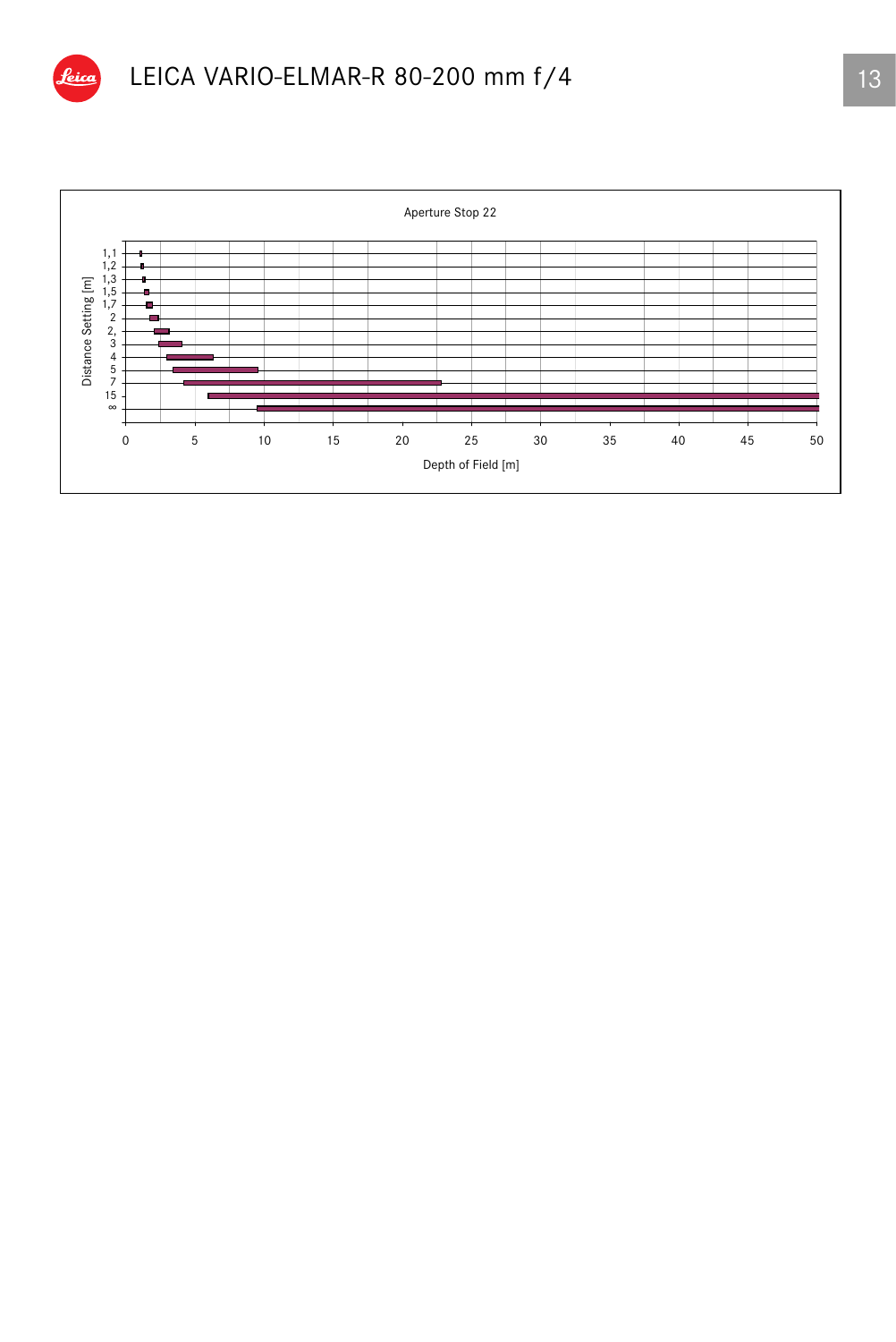# LEICA VARIO-ELMAR-R 80-200 mm f/4

Aperture Stop 22

Distance Setting [m]: 1,1 · 1,2 · 1,3 · 1,5 · 1,7 · 2 · 2, · 3 · 4 · 5 · 7 · 15 · ∞

Depth of Field [m]: 0 · 5 · 10 · 15 · 20 · 25 · 30 · 35 · 40 · 45 · 50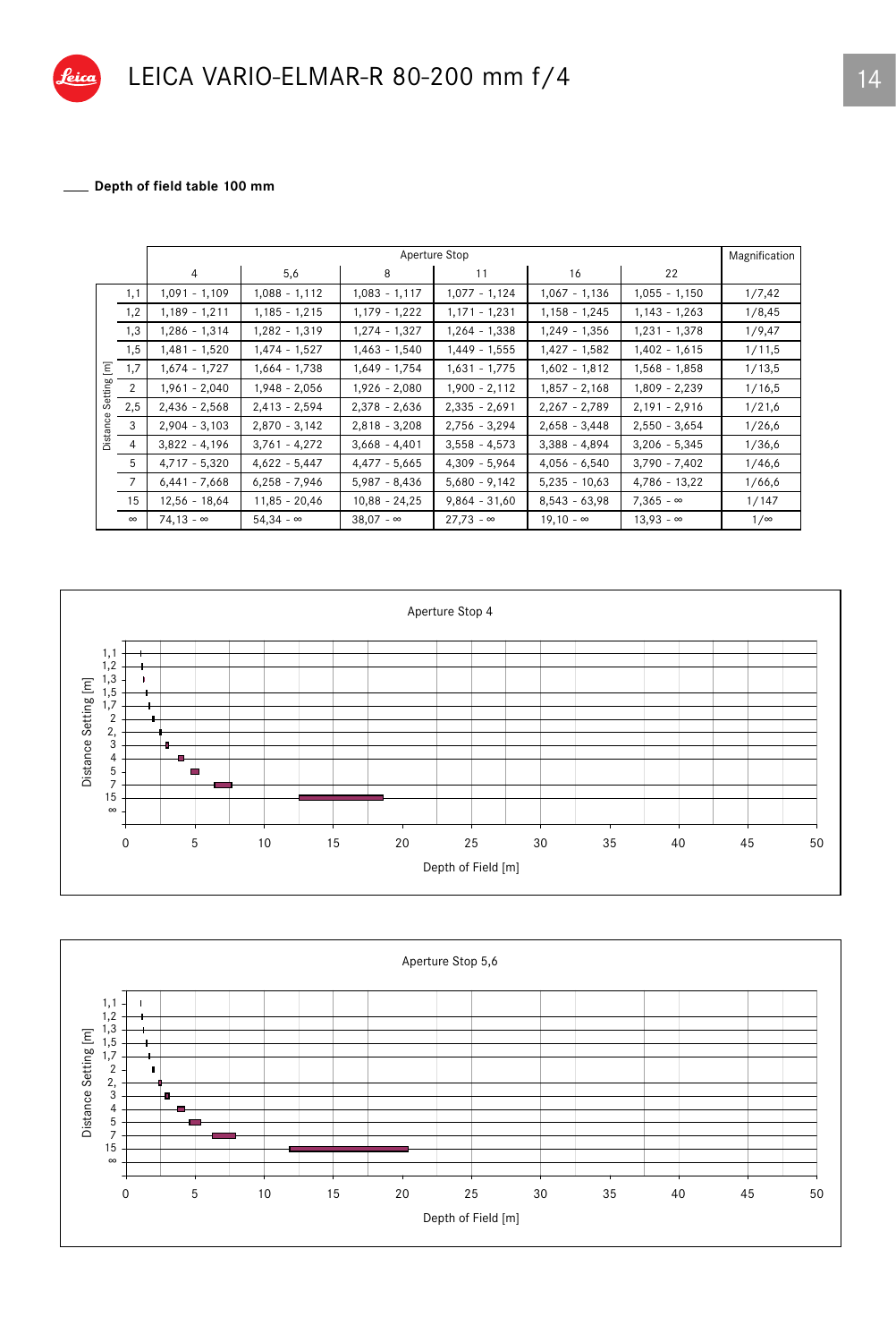## Depth of field table 100 mm

| Distance Setting [m] | Aperture Stop 4 | 5,6 | 8 | 11 | 16 | 22 | Magnification |
|---|---|---|---|---|---|---|---|
| 1,1 | 1,091 - 1,109 | 1,088 - 1,112 | 1,083 - 1,117 | 1,077 - 1,124 | 1,067 - 1,136 | 1,055 - 1,150 | 1/7,42 |
| 1,2 | 1,189 - 1,211 | 1,185 - 1,215 | 1,179 - 1,222 | 1,171 - 1,231 | 1,158 - 1,245 | 1,143 - 1,263 | 1/8,45 |
| 1,3 | 1,286 - 1,314 | 1,282 - 1,319 | 1,274 - 1,327 | 1,264 - 1,338 | 1,249 - 1,356 | 1,231 - 1,378 | 1/9,47 |
| 1,5 | 1,481 - 1,520 | 1,474 - 1,527 | 1,463 - 1,540 | 1,449 - 1,555 | 1,427 - 1,582 | 1,402 - 1,615 | 1/11,5 |
| 1,7 | 1,674 - 1,727 | 1,664 - 1,738 | 1,649 - 1,754 | 1,631 - 1,775 | 1,602 - 1,812 | 1,568 - 1,858 | 1/13,5 |
| 2 | 1,961 - 2,040 | 1,948 - 2,056 | 1,926 - 2,080 | 1,900 - 2,112 | 1,857 - 2,168 | 1,809 - 2,239 | 1/16,5 |
| 2,5 | 2,436 - 2,568 | 2,413 - 2,594 | 2,378 - 2,636 | 2,335 - 2,691 | 2,267 - 2,789 | 2,191 - 2,916 | 1/21,6 |
| 3 | 2,904 - 3,103 | 2,870 - 3,142 | 2,818 - 3,208 | 2,756 - 3,294 | 2,658 - 3,448 | 2,550 - 3,654 | 1/26,6 |
| 4 | 3,822 - 4,196 | 3,761 - 4,272 | 3,668 - 4,401 | 3,558 - 4,573 | 3,388 - 4,894 | 3,206 - 5,345 | 1/36,6 |
| 5 | 4,717 - 5,320 | 4,622 - 5,447 | 4,477 - 5,665 | 4,309 - 5,964 | 4,056 - 6,540 | 3,790 - 7,402 | 1/46,6 |
| 7 | 6,441 - 7,668 | 6,258 - 7,946 | 5,987 - 8,436 | 5,680 - 9,142 | 5,235 - 10,63 | 4,786 - 13,22 | 1/66,6 |
| 15 | 12,56 - 18,64 | 11,85 - 20,46 | 10,88 - 24,25 | 9,864 - 31,60 | 8,543 - 63,98 | 7,365 - ∞ | 1/147 |
| ∞ | 74,13 - ∞ | 54,34 - ∞ | 38,07 - ∞ | 27,73 - ∞ | 19,10 - ∞ | 13,93 - ∞ | 1/∞ |

Aperture Stop 4

Aperture Stop 5,6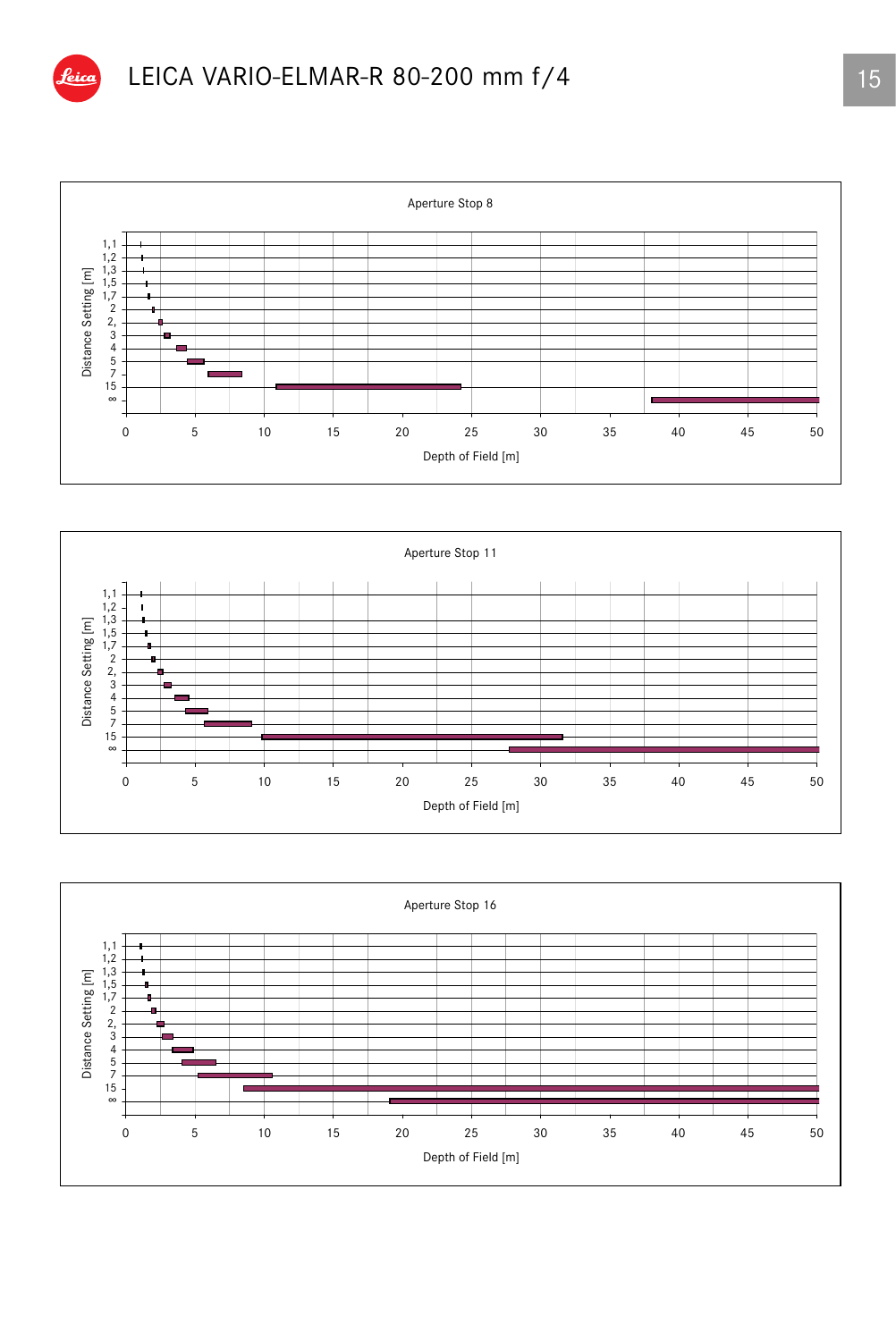# LEICA VARIO-ELMAR-R 80-200 mm f/4

Aperture Stop 8

Distance Setting [m]: 1,1; 1,2; 1,3; 1,5; 1,7; 2; 2,; 3; 4; 5; 7; 15; ∞

Depth of Field [m]: 0, 5, 10, 15, 20, 25, 30, 35, 40, 45, 50

Aperture Stop 11

Distance Setting [m]: 1,1; 1,2; 1,3; 1,5; 1,7; 2; 2,; 3; 4; 5; 7; 15; ∞

Depth of Field [m]: 0, 5, 10, 15, 20, 25, 30, 35, 40, 45, 50

Aperture Stop 16

Distance Setting [m]: 1,1; 1,2; 1,3; 1,5; 1,7; 2; 2,; 3; 4; 5; 7; 15; ∞

Depth of Field [m]: 0, 5, 10, 15, 20, 25, 30, 35, 40, 45, 50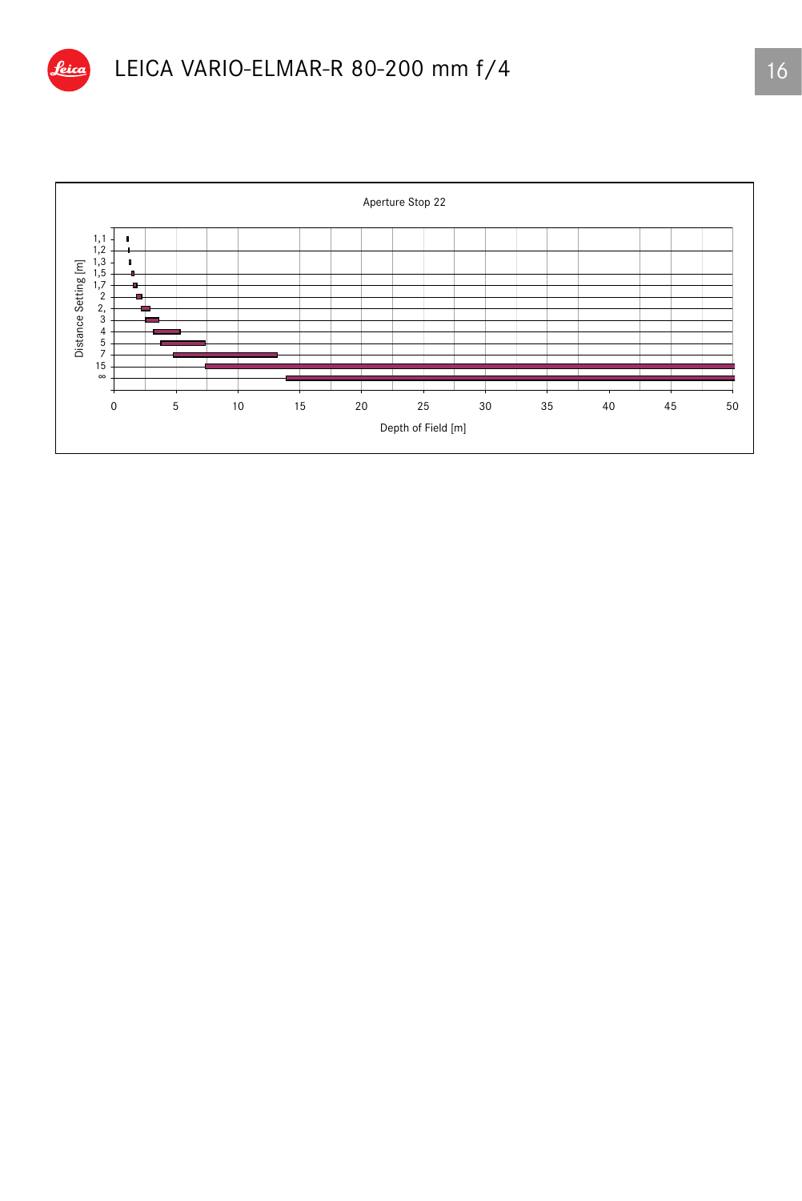# LEICA VARIO-ELMAR-R 80-200 mm f/4

Aperture Stop 22

Distance Setting [m]: 1,1 · 1,2 · 1,3 · 1,5 · 1,7 · 2 · 2, · 3 · 4 · 5 · 7 · 15 · ∞

Depth of Field [m]: 0 · 5 · 10 · 15 · 20 · 25 · 30 · 35 · 40 · 45 · 50